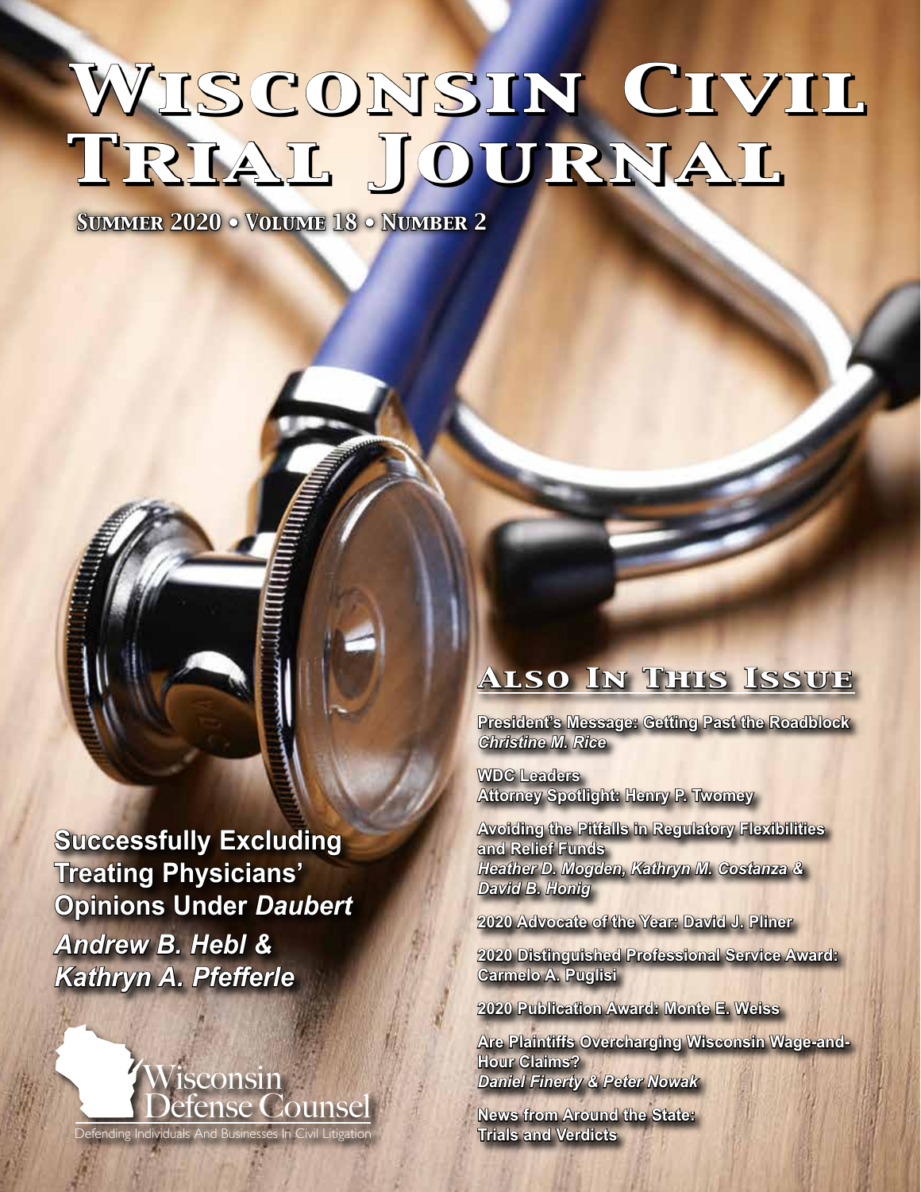# Wisconsin Civil Trial Journal

**Summer 2020 • Volume 18 • Number 2**

## Successfully Excluding Treating Physicians' Opinions Under *Daubert*

***Andrew B. Hebl & Kathryn A. Pfefferle***

## Also In This Issue

**President's Message: Getting Past the Roadblock**
***Christine M. Rice***

**WDC Leaders**
**Attorney Spotlight: Henry P. Twomey**

**Avoiding the Pitfalls in Regulatory Flexibilities and Relief Funds**
***Heather D. Mogden, Kathryn M. Costanza & David B. Honig***

**2020 Advocate of the Year: David J. Pliner**

**2020 Distinguished Professional Service Award: Carmelo A. Puglisi**

**2020 Publication Award: Monte E. Weiss**

**Are Plaintiffs Overcharging Wisconsin Wage-and-Hour Claims?**
***Daniel Finerty & Peter Nowak***

**News from Around the State: Trials and Verdicts**

Wisconsin Defense Counsel

Defending Individuals And Businesses In Civil Litigation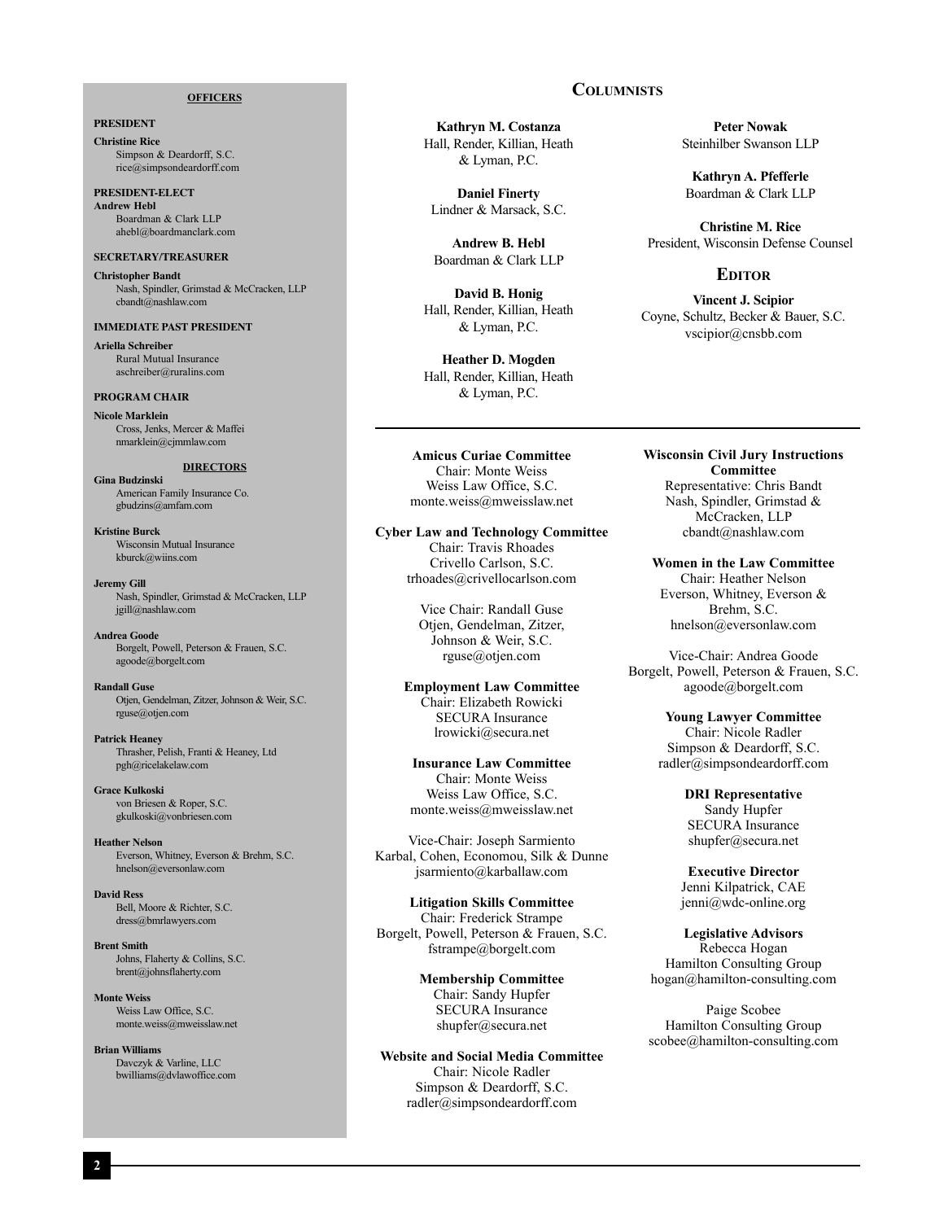## OFFICERS

**PRESIDENT**

**Christine Rice**
Simpson & Deardorff, S.C.
rice@simpsondeardorff.com

**PRESIDENT-ELECT**

**Andrew Hebl**
Boardman & Clark LLP
ahebl@boardmanclark.com

**SECRETARY/TREASURER**

**Christopher Bandt**
Nash, Spindler, Grimstad & McCracken, LLP
cbandt@nashlaw.com

**IMMEDIATE PAST PRESIDENT**

**Ariella Schreiber**
Rural Mutual Insurance
aschreiber@ruralins.com

**PROGRAM CHAIR**

**Nicole Marklein**
Cross, Jenks, Mercer & Maffei
nmarklein@cjmmlaw.com

## DIRECTORS

**Gina Budzinski**
American Family Insurance Co.
gbudzins@amfam.com

**Kristine Burck**
Wisconsin Mutual Insurance
kburck@wiins.com

**Jeremy Gill**
Nash, Spindler, Grimstad & McCracken, LLP
jgill@nashlaw.com

**Andrea Goode**
Borgelt, Powell, Peterson & Frauen, S.C.
agoode@borgelt.com

**Randall Guse**
Otjen, Gendelman, Zitzer, Johnson & Weir, S.C.
rguse@otjen.com

**Patrick Heaney**
Thrasher, Pelish, Franti & Heaney, Ltd
pgh@ricelakelaw.com

**Grace Kulkoski**
von Briesen & Roper, S.C.
gkulkoski@vonbriesen.com

**Heather Nelson**
Everson, Whitney, Everson & Brehm, S.C.
hnelson@eversonlaw.com

**David Ress**
Bell, Moore & Richter, S.C.
dress@bmrlawyers.com

**Brent Smith**
Johns, Flaherty & Collins, S.C.
brent@johnsflaherty.com

**Monte Weiss**
Weiss Law Office, S.C.
monte.weiss@mweisslaw.net

**Brian Williams**
Davczyk & Varline, LLC
bwilliams@dvlawoffice.com

## COLUMNISTS

**Kathryn M. Costanza**
Hall, Render, Killian, Heath & Lyman, P.C.

**Daniel Finerty**
Lindner & Marsack, S.C.

**Andrew B. Hebl**
Boardman & Clark LLP

**David B. Honig**
Hall, Render, Killian, Heath & Lyman, P.C.

**Heather D. Mogden**
Hall, Render, Killian, Heath & Lyman, P.C.

**Peter Nowak**
Steinhilber Swanson LLP

**Kathryn A. Pfefferle**
Boardman & Clark LLP

**Christine M. Rice**
President, Wisconsin Defense Counsel

## EDITOR

**Vincent J. Scipior**
Coyne, Schultz, Becker & Bauer, S.C.
vscipior@cnsbb.com

---

**Amicus Curiae Committee**
Chair: Monte Weiss
Weiss Law Office, S.C.
monte.weiss@mweisslaw.net

**Cyber Law and Technology Committee**
Chair: Travis Rhoades
Crivello Carlson, S.C.
trhoades@crivellocarlson.com

Vice Chair: Randall Guse
Otjen, Gendelman, Zitzer, Johnson & Weir, S.C.
rguse@otjen.com

**Employment Law Committee**
Chair: Elizabeth Rowicki
SECURA Insurance
lrowicki@secura.net

**Insurance Law Committee**
Chair: Monte Weiss
Weiss Law Office, S.C.
monte.weiss@mweisslaw.net

Vice-Chair: Joseph Sarmiento
Karbal, Cohen, Economou, Silk & Dunne
jsarmiento@karballaw.com

**Litigation Skills Committee**
Chair: Frederick Strampe
Borgelt, Powell, Peterson & Frauen, S.C.
fstrampe@borgelt.com

**Membership Committee**
Chair: Sandy Hupfer
SECURA Insurance
shupfer@secura.net

**Website and Social Media Committee**
Chair: Nicole Radler
Simpson & Deardorff, S.C.
radler@simpsondeardorff.com

**Wisconsin Civil Jury Instructions Committee**
Representative: Chris Bandt
Nash, Spindler, Grimstad & McCracken, LLP
cbandt@nashlaw.com

**Women in the Law Committee**
Chair: Heather Nelson
Everson, Whitney, Everson & Brehm, S.C.
hnelson@eversonlaw.com

Vice-Chair: Andrea Goode
Borgelt, Powell, Peterson & Frauen, S.C.
agoode@borgelt.com

**Young Lawyer Committee**
Chair: Nicole Radler
Simpson & Deardorff, S.C.
radler@simpsondeardorff.com

**DRI Representative**
Sandy Hupfer
SECURA Insurance
shupfer@secura.net

**Executive Director**
Jenni Kilpatrick, CAE
jenni@wdc-online.org

**Legislative Advisors**
Rebecca Hogan
Hamilton Consulting Group
hogan@hamilton-consulting.com

Paige Scobee
Hamilton Consulting Group
scobee@hamilton-consulting.com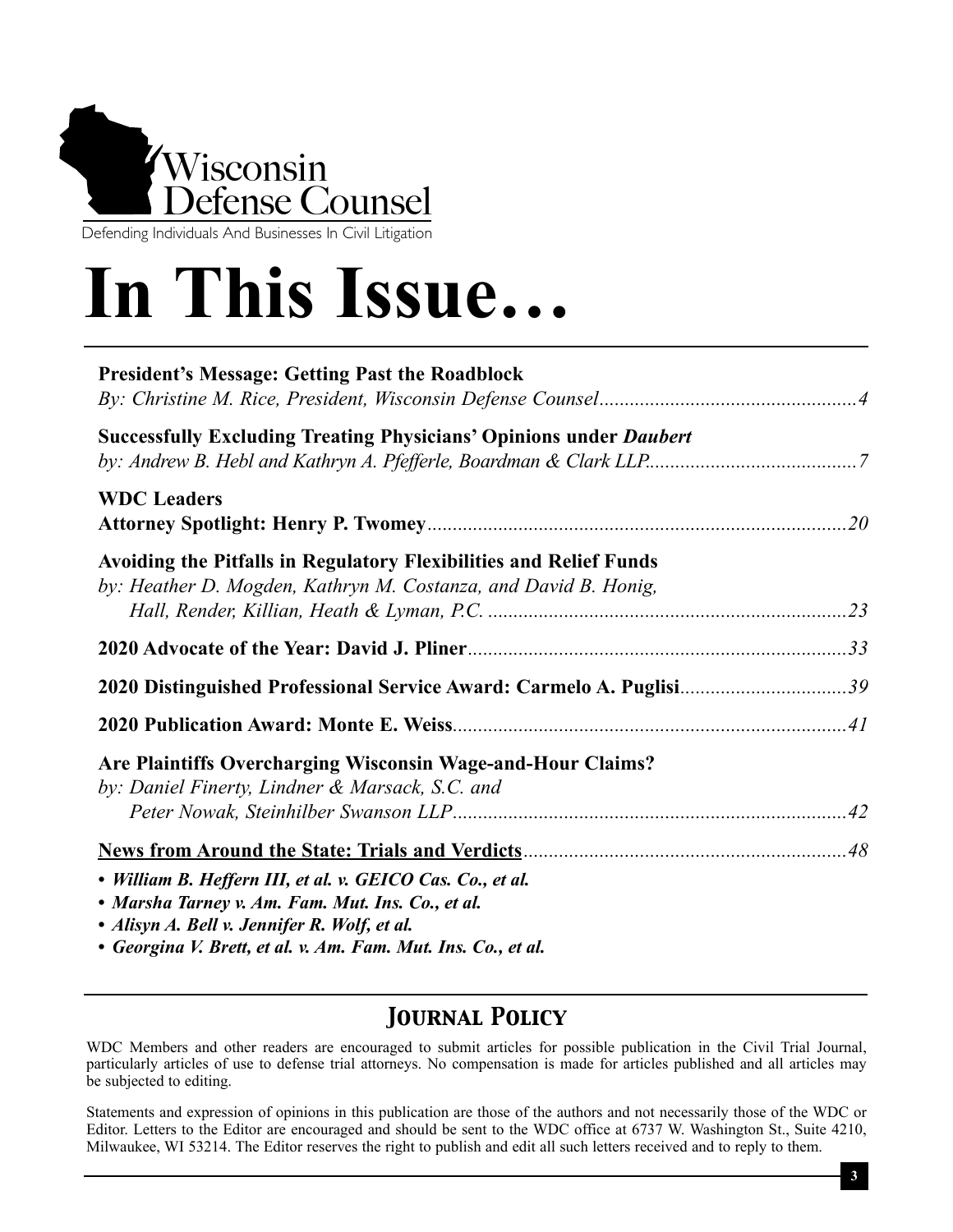Wisconsin Defense Counsel

Defending Individuals And Businesses In Civil Litigation

# In This Issue…

**President's Message: Getting Past the Roadblock**
*By: Christine M. Rice, President, Wisconsin Defense Counsel*...4

**Successfully Excluding Treating Physicians' Opinions under *Daubert***
*by: Andrew B. Hebl and Kathryn A. Pfefferle, Boardman & Clark LLP*...7

**WDC Leaders**
**Attorney Spotlight: Henry P. Twomey**...20

**Avoiding the Pitfalls in Regulatory Flexibilities and Relief Funds**
*by: Heather D. Mogden, Kathryn M. Costanza, and David B. Honig, Hall, Render, Killian, Heath & Lyman, P.C.*...23

**2020 Advocate of the Year: David J. Pliner**...33

**2020 Distinguished Professional Service Award: Carmelo A. Puglisi**...39

**2020 Publication Award: Monte E. Weiss**...41

**Are Plaintiffs Overcharging Wisconsin Wage-and-Hour Claims?**
*by: Daniel Finerty, Lindner & Marsack, S.C. and Peter Nowak, Steinhilber Swanson LLP*...42

**News from Around the State: Trials and Verdicts**...48

- ***William B. Heffern III, et al. v. GEICO Cas. Co., et al.***
- ***Marsha Tarney v. Am. Fam. Mut. Ins. Co., et al.***
- ***Alisyn A. Bell v. Jennifer R. Wolf, et al.***
- ***Georgina V. Brett, et al. v. Am. Fam. Mut. Ins. Co., et al.***

## *Journal Policy*

WDC Members and other readers are encouraged to submit articles for possible publication in the Civil Trial Journal, particularly articles of use to defense trial attorneys. No compensation is made for articles published and all articles may be subjected to editing.

Statements and expression of opinions in this publication are those of the authors and not necessarily those of the WDC or Editor. Letters to the Editor are encouraged and should be sent to the WDC office at 6737 W. Washington St., Suite 4210, Milwaukee, WI 53214. The Editor reserves the right to publish and edit all such letters received and to reply to them.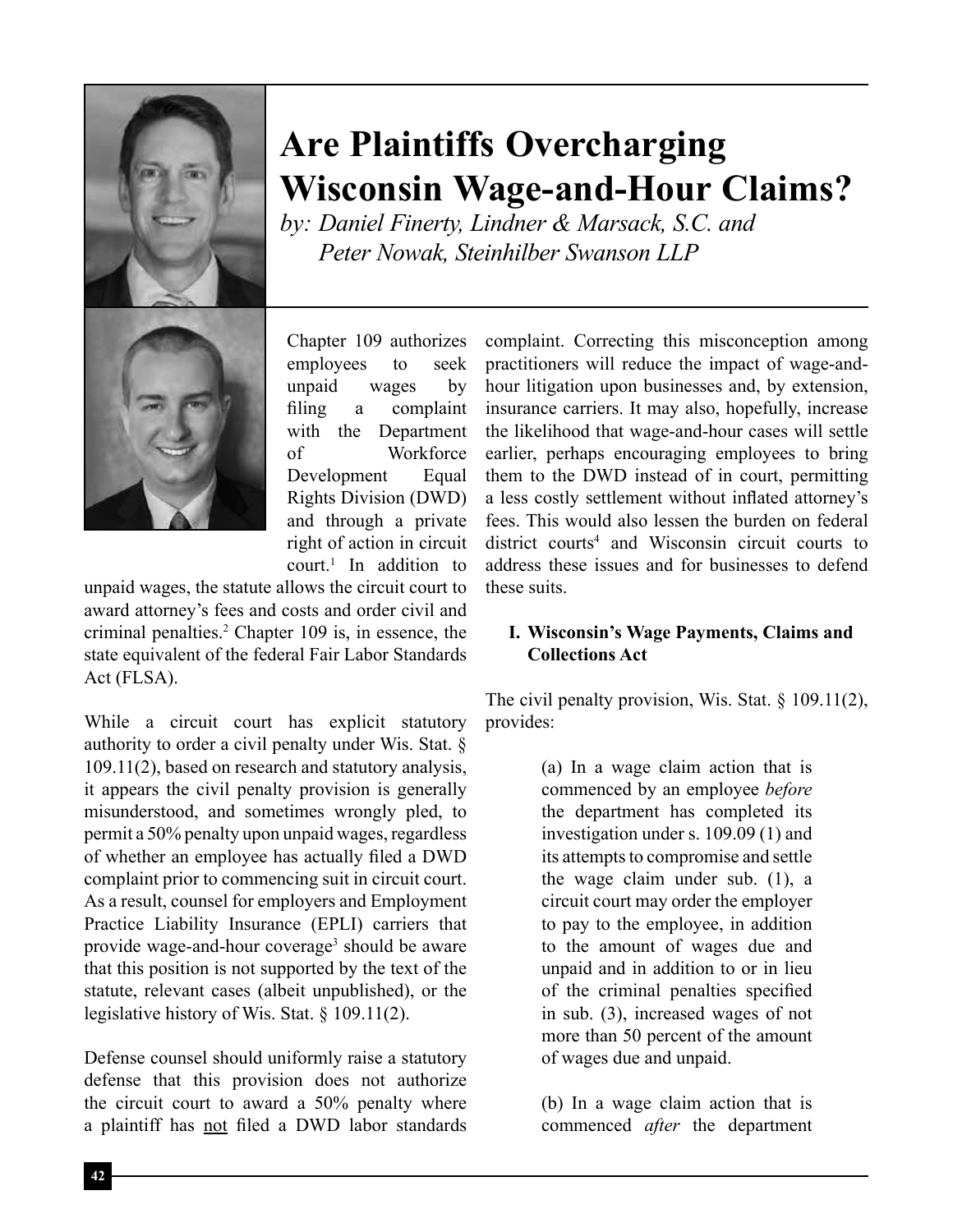# Are Plaintiffs Overcharging Wisconsin Wage-and-Hour Claims?

*by: Daniel Finerty, Lindner & Marsack, S.C. and Peter Nowak, Steinhilber Swanson LLP*

Chapter 109 authorizes employees to seek unpaid wages by filing a complaint with the Department of Workforce Development Equal Rights Division (DWD) and through a private right of action in circuit court.[1] In addition to unpaid wages, the statute allows the circuit court to award attorney's fees and costs and order civil and criminal penalties.[2] Chapter 109 is, in essence, the state equivalent of the federal Fair Labor Standards Act (FLSA).

While a circuit court has explicit statutory authority to order a civil penalty under Wis. Stat. § 109.11(2), based on research and statutory analysis, it appears the civil penalty provision is generally misunderstood, and sometimes wrongly pled, to permit a 50% penalty upon unpaid wages, regardless of whether an employee has actually filed a DWD complaint prior to commencing suit in circuit court. As a result, counsel for employers and Employment Practice Liability Insurance (EPLI) carriers that provide wage-and-hour coverage[3] should be aware that this position is not supported by the text of the statute, relevant cases (albeit unpublished), or the legislative history of Wis. Stat. § 109.11(2).

Defense counsel should uniformly raise a statutory defense that this provision does not authorize the circuit court to award a 50% penalty where a plaintiff has not filed a DWD labor standards complaint. Correcting this misconception among practitioners will reduce the impact of wage-and-hour litigation upon businesses and, by extension, insurance carriers. It may also, hopefully, increase the likelihood that wage-and-hour cases will settle earlier, perhaps encouraging employees to bring them to the DWD instead of in court, permitting a less costly settlement without inflated attorney's fees. This would also lessen the burden on federal district courts[4] and Wisconsin circuit courts to address these issues and for businesses to defend these suits.

## I. Wisconsin's Wage Payments, Claims and Collections Act

The civil penalty provision, Wis. Stat. § 109.11(2), provides:

> (a) In a wage claim action that is commenced by an employee *before* the department has completed its investigation under s. 109.09 (1) and its attempts to compromise and settle the wage claim under sub. (1), a circuit court may order the employer to pay to the employee, in addition to the amount of wages due and unpaid and in addition to or in lieu of the criminal penalties specified in sub. (3), increased wages of not more than 50 percent of the amount of wages due and unpaid.
>
> (b) In a wage claim action that is commenced *after* the department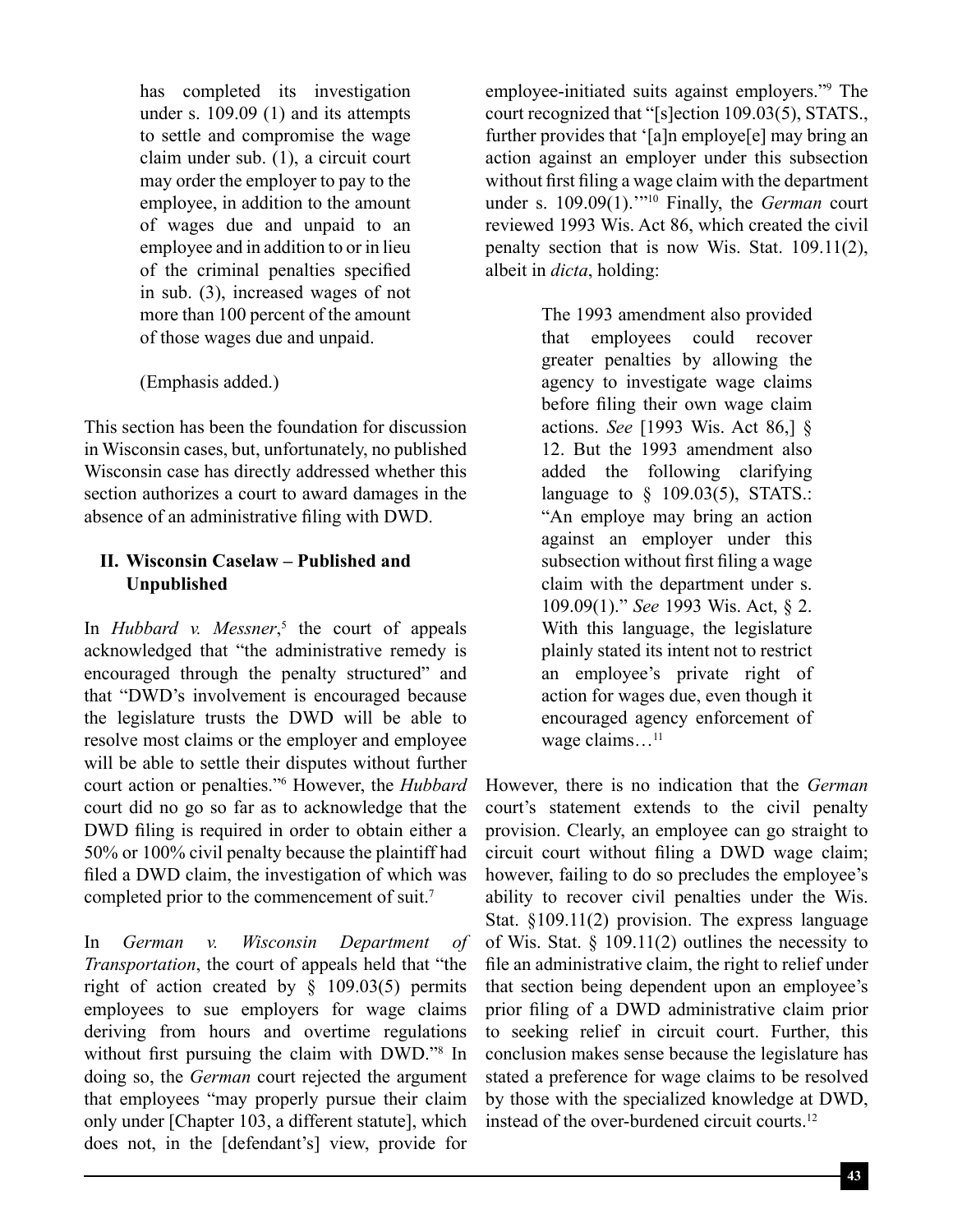> has completed its investigation under s. 109.09 (1) and its attempts to settle and compromise the wage claim under sub. (1), a circuit court may order the employer to pay to the employee, in addition to the amount of wages due and unpaid to an employee and in addition to or in lieu of the criminal penalties specified in sub. (3), increased wages of not more than 100 percent of the amount of those wages due and unpaid.
>
> (Emphasis added.)

This section has been the foundation for discussion in Wisconsin cases, but, unfortunately, no published Wisconsin case has directly addressed whether this section authorizes a court to award damages in the absence of an administrative filing with DWD.

## II. Wisconsin Caselaw – Published and Unpublished

In *Hubbard v. Messner*,[5] the court of appeals acknowledged that "the administrative remedy is encouraged through the penalty structured" and that "DWD's involvement is encouraged because the legislature trusts the DWD will be able to resolve most claims or the employer and employee will be able to settle their disputes without further court action or penalties."[6] However, the *Hubbard* court did no go so far as to acknowledge that the DWD filing is required in order to obtain either a 50% or 100% civil penalty because the plaintiff had filed a DWD claim, the investigation of which was completed prior to the commencement of suit.[7]

In *German v. Wisconsin Department of Transportation*, the court of appeals held that "the right of action created by § 109.03(5) permits employees to sue employers for wage claims deriving from hours and overtime regulations without first pursuing the claim with DWD."[8] In doing so, the *German* court rejected the argument that employees "may properly pursue their claim only under [Chapter 103, a different statute], which does not, in the [defendant's] view, provide for employee-initiated suits against employers."[9] The court recognized that "[s]ection 109.03(5), STATS., further provides that '[a]n employe[e] may bring an action against an employer under this subsection without first filing a wage claim with the department under s. 109.09(1).'"[10] Finally, the *German* court reviewed 1993 Wis. Act 86, which created the civil penalty section that is now Wis. Stat. 109.11(2), albeit in *dicta*, holding:

> The 1993 amendment also provided that employees could recover greater penalties by allowing the agency to investigate wage claims before filing their own wage claim actions. *See* [1993 Wis. Act 86,] § 12. But the 1993 amendment also added the following clarifying language to § 109.03(5), STATS.: "An employe may bring an action against an employer under this subsection without first filing a wage claim with the department under s. 109.09(1)." *See* 1993 Wis. Act, § 2. With this language, the legislature plainly stated its intent not to restrict an employee's private right of action for wages due, even though it encouraged agency enforcement of wage claims…[11]

However, there is no indication that the *German* court's statement extends to the civil penalty provision. Clearly, an employee can go straight to circuit court without filing a DWD wage claim; however, failing to do so precludes the employee's ability to recover civil penalties under the Wis. Stat. §109.11(2) provision. The express language of Wis. Stat. § 109.11(2) outlines the necessity to file an administrative claim, the right to relief under that section being dependent upon an employee's prior filing of a DWD administrative claim prior to seeking relief in circuit court. Further, this conclusion makes sense because the legislature has stated a preference for wage claims to be resolved by those with the specialized knowledge at DWD, instead of the over-burdened circuit courts.[12]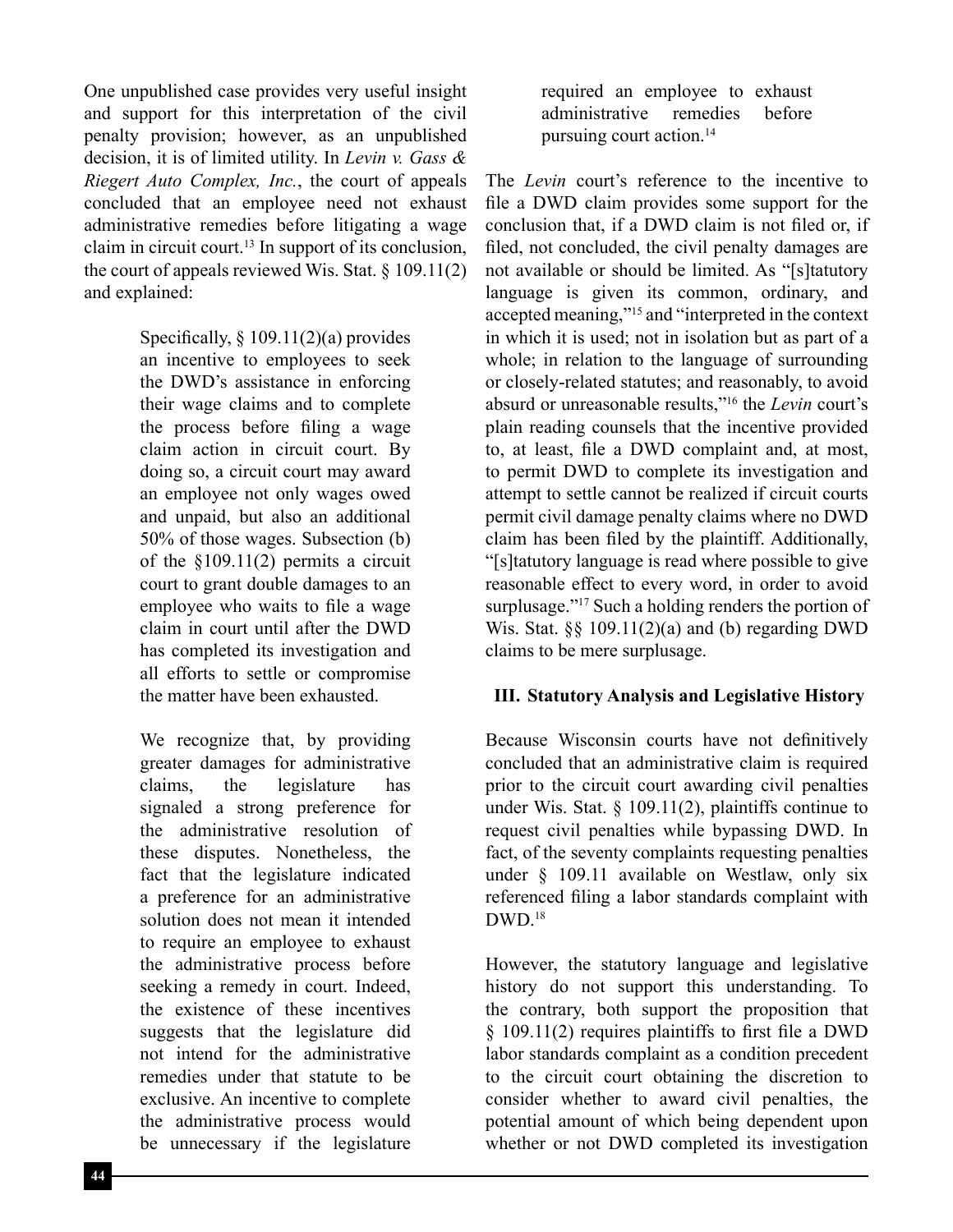One unpublished case provides very useful insight and support for this interpretation of the civil penalty provision; however, as an unpublished decision, it is of limited utility. In *Levin v. Gass & Riegert Auto Complex, Inc.*, the court of appeals concluded that an employee need not exhaust administrative remedies before litigating a wage claim in circuit court.[13] In support of its conclusion, the court of appeals reviewed Wis. Stat. § 109.11(2) and explained:

> Specifically, § 109.11(2)(a) provides an incentive to employees to seek the DWD's assistance in enforcing their wage claims and to complete the process before filing a wage claim action in circuit court. By doing so, a circuit court may award an employee not only wages owed and unpaid, but also an additional 50% of those wages. Subsection (b) of the §109.11(2) permits a circuit court to grant double damages to an employee who waits to file a wage claim in court until after the DWD has completed its investigation and all efforts to settle or compromise the matter have been exhausted.
>
> We recognize that, by providing greater damages for administrative claims, the legislature has signaled a strong preference for the administrative resolution of these disputes. Nonetheless, the fact that the legislature indicated a preference for an administrative solution does not mean it intended to require an employee to exhaust the administrative process before seeking a remedy in court. Indeed, the existence of these incentives suggests that the legislature did not intend for the administrative remedies under that statute to be exclusive. An incentive to complete the administrative process would be unnecessary if the legislature required an employee to exhaust administrative remedies before pursuing court action.[14]

The *Levin* court's reference to the incentive to file a DWD claim provides some support for the conclusion that, if a DWD claim is not filed or, if filed, not concluded, the civil penalty damages are not available or should be limited. As "[s]tatutory language is given its common, ordinary, and accepted meaning,"[15] and "interpreted in the context in which it is used; not in isolation but as part of a whole; in relation to the language of surrounding or closely-related statutes; and reasonably, to avoid absurd or unreasonable results,"[16] the *Levin* court's plain reading counsels that the incentive provided to, at least, file a DWD complaint and, at most, to permit DWD to complete its investigation and attempt to settle cannot be realized if circuit courts permit civil damage penalty claims where no DWD claim has been filed by the plaintiff. Additionally, "[s]tatutory language is read where possible to give reasonable effect to every word, in order to avoid surplusage."[17] Such a holding renders the portion of Wis. Stat. §§ 109.11(2)(a) and (b) regarding DWD claims to be mere surplusage.

## III. Statutory Analysis and Legislative History

Because Wisconsin courts have not definitively concluded that an administrative claim is required prior to the circuit court awarding civil penalties under Wis. Stat. § 109.11(2), plaintiffs continue to request civil penalties while bypassing DWD. In fact, of the seventy complaints requesting penalties under § 109.11 available on Westlaw, only six referenced filing a labor standards complaint with DWD.[18]

However, the statutory language and legislative history do not support this understanding. To the contrary, both support the proposition that § 109.11(2) requires plaintiffs to first file a DWD labor standards complaint as a condition precedent to the circuit court obtaining the discretion to consider whether to award civil penalties, the potential amount of which being dependent upon whether or not DWD completed its investigation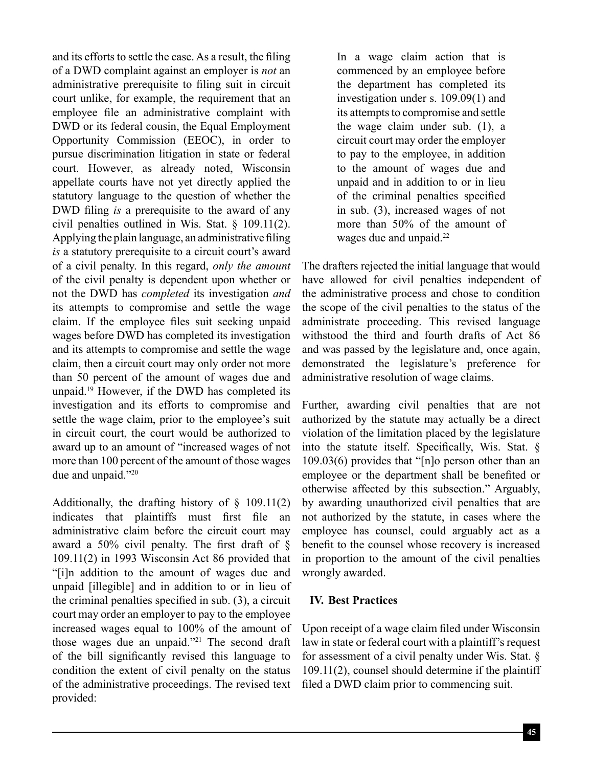and its efforts to settle the case. As a result, the filing of a DWD complaint against an employer is *not* an administrative prerequisite to filing suit in circuit court unlike, for example, the requirement that an employee file an administrative complaint with DWD or its federal cousin, the Equal Employment Opportunity Commission (EEOC), in order to pursue discrimination litigation in state or federal court. However, as already noted, Wisconsin appellate courts have not yet directly applied the statutory language to the question of whether the DWD filing *is* a prerequisite to the award of any civil penalties outlined in Wis. Stat. § 109.11(2). Applying the plain language, an administrative filing *is* a statutory prerequisite to a circuit court's award of a civil penalty. In this regard, *only the amount* of the civil penalty is dependent upon whether or not the DWD has *completed* its investigation *and* its attempts to compromise and settle the wage claim. If the employee files suit seeking unpaid wages before DWD has completed its investigation and its attempts to compromise and settle the wage claim, then a circuit court may only order not more than 50 percent of the amount of wages due and unpaid.[19] However, if the DWD has completed its investigation and its efforts to compromise and settle the wage claim, prior to the employee's suit in circuit court, the court would be authorized to award up to an amount of "increased wages of not more than 100 percent of the amount of those wages due and unpaid."[20]

Additionally, the drafting history of § 109.11(2) indicates that plaintiffs must first file an administrative claim before the circuit court may award a 50% civil penalty. The first draft of § 109.11(2) in 1993 Wisconsin Act 86 provided that "[i]n addition to the amount of wages due and unpaid [illegible] and in addition to or in lieu of the criminal penalties specified in sub. (3), a circuit court may order an employer to pay to the employee increased wages equal to 100% of the amount of those wages due an unpaid."[21] The second draft of the bill significantly revised this language to condition the extent of civil penalty on the status of the administrative proceedings. The revised text provided:

> In a wage claim action that is commenced by an employee before the department has completed its investigation under s. 109.09(1) and its attempts to compromise and settle the wage claim under sub. (1), a circuit court may order the employer to pay to the employee, in addition to the amount of wages due and unpaid and in addition to or in lieu of the criminal penalties specified in sub. (3), increased wages of not more than 50% of the amount of wages due and unpaid.[22]

The drafters rejected the initial language that would have allowed for civil penalties independent of the administrative process and chose to condition the scope of the civil penalties to the status of the administrate proceeding. This revised language withstood the third and fourth drafts of Act 86 and was passed by the legislature and, once again, demonstrated the legislature's preference for administrative resolution of wage claims.

Further, awarding civil penalties that are not authorized by the statute may actually be a direct violation of the limitation placed by the legislature into the statute itself. Specifically, Wis. Stat. § 109.03(6) provides that "[n]o person other than an employee or the department shall be benefited or otherwise affected by this subsection." Arguably, by awarding unauthorized civil penalties that are not authorized by the statute, in cases where the employee has counsel, could arguably act as a benefit to the counsel whose recovery is increased in proportion to the amount of the civil penalties wrongly awarded.

## IV. Best Practices

Upon receipt of a wage claim filed under Wisconsin law in state or federal court with a plaintiff's request for assessment of a civil penalty under Wis. Stat. § 109.11(2), counsel should determine if the plaintiff filed a DWD claim prior to commencing suit.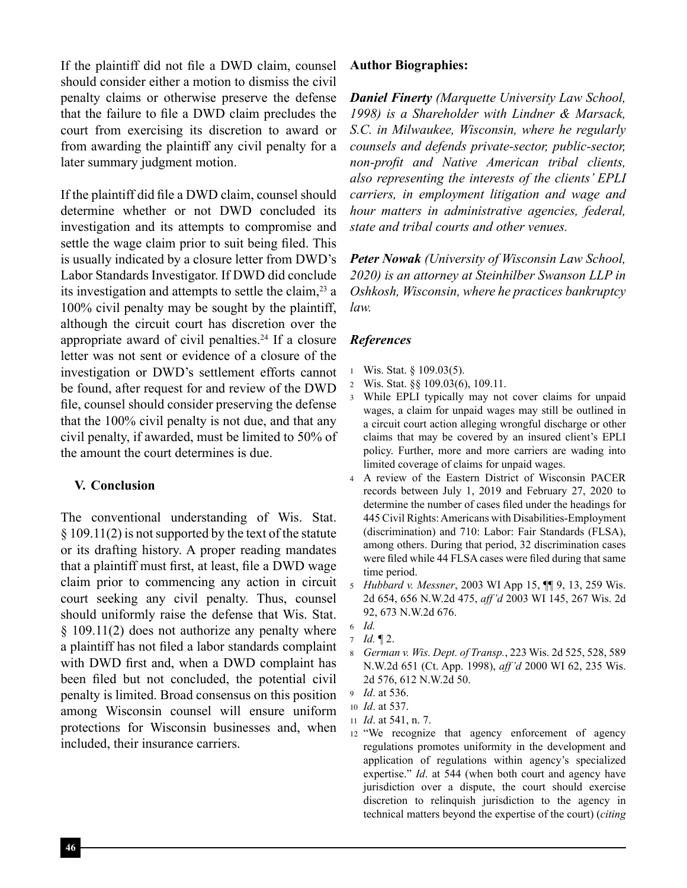If the plaintiff did not file a DWD claim, counsel should consider either a motion to dismiss the civil penalty claims or otherwise preserve the defense that the failure to file a DWD claim precludes the court from exercising its discretion to award or from awarding the plaintiff any civil penalty for a later summary judgment motion.

If the plaintiff did file a DWD claim, counsel should determine whether or not DWD concluded its investigation and its attempts to compromise and settle the wage claim prior to suit being filed. This is usually indicated by a closure letter from DWD's Labor Standards Investigator. If DWD did conclude its investigation and attempts to settle the claim,[23] a 100% civil penalty may be sought by the plaintiff, although the circuit court has discretion over the appropriate award of civil penalties.[24] If a closure letter was not sent or evidence of a closure of the investigation or DWD's settlement efforts cannot be found, after request for and review of the DWD file, counsel should consider preserving the defense that the 100% civil penalty is not due, and that any civil penalty, if awarded, must be limited to 50% of the amount the court determines is due.

## V. Conclusion

The conventional understanding of Wis. Stat. § 109.11(2) is not supported by the text of the statute or its drafting history. A proper reading mandates that a plaintiff must first, at least, file a DWD wage claim prior to commencing any action in circuit court seeking any civil penalty. Thus, counsel should uniformly raise the defense that Wis. Stat. § 109.11(2) does not authorize any penalty where a plaintiff has not filed a labor standards complaint with DWD first and, when a DWD complaint has been filed but not concluded, the potential civil penalty is limited. Broad consensus on this position among Wisconsin counsel will ensure uniform protections for Wisconsin businesses and, when included, their insurance carriers.

**Author Biographies:**

***Daniel Finerty*** *(Marquette University Law School, 1998) is a Shareholder with Lindner & Marsack, S.C. in Milwaukee, Wisconsin, where he regularly counsels and defends private-sector, public-sector, non-profit and Native American tribal clients, also representing the interests of the clients' EPLI carriers, in employment litigation and wage and hour matters in administrative agencies, federal, state and tribal courts and other venues.*

***Peter Nowak*** *(University of Wisconsin Law School, 2020) is an attorney at Steinhilber Swanson LLP in Oshkosh, Wisconsin, where he practices bankruptcy law.*

***References***

1. Wis. Stat. § 109.03(5).
2. Wis. Stat. §§ 109.03(6), 109.11.
3. While EPLI typically may not cover claims for unpaid wages, a claim for unpaid wages may still be outlined in a circuit court action alleging wrongful discharge or other claims that may be covered by an insured client's EPLI policy. Further, more and more carriers are wading into limited coverage of claims for unpaid wages.
4. A review of the Eastern District of Wisconsin PACER records between July 1, 2019 and February 27, 2020 to determine the number of cases filed under the headings for 445 Civil Rights: Americans with Disabilities-Employment (discrimination) and 710: Labor: Fair Standards (FLSA), among others. During that period, 32 discrimination cases were filed while 44 FLSA cases were filed during that same time period.
5. *Hubbard v. Messner*, 2003 WI App 15, ¶¶ 9, 13, 259 Wis. 2d 654, 656 N.W.2d 475, *aff'd* 2003 WI 145, 267 Wis. 2d 92, 673 N.W.2d 676.
6. *Id.*
7. *Id.* ¶ 2.
8. *German v. Wis. Dept. of Transp.*, 223 Wis. 2d 525, 528, 589 N.W.2d 651 (Ct. App. 1998), *aff'd* 2000 WI 62, 235 Wis. 2d 576, 612 N.W.2d 50.
9. *Id*. at 536.
10. *Id*. at 537.
11. *Id*. at 541, n. 7.
12. "We recognize that agency enforcement of agency regulations promotes uniformity in the development and application of regulations within agency's specialized expertise." *Id*. at 544 (when both court and agency have jurisdiction over a dispute, the court should exercise discretion to relinquish jurisdiction to the agency in technical matters beyond the expertise of the court) (*citing*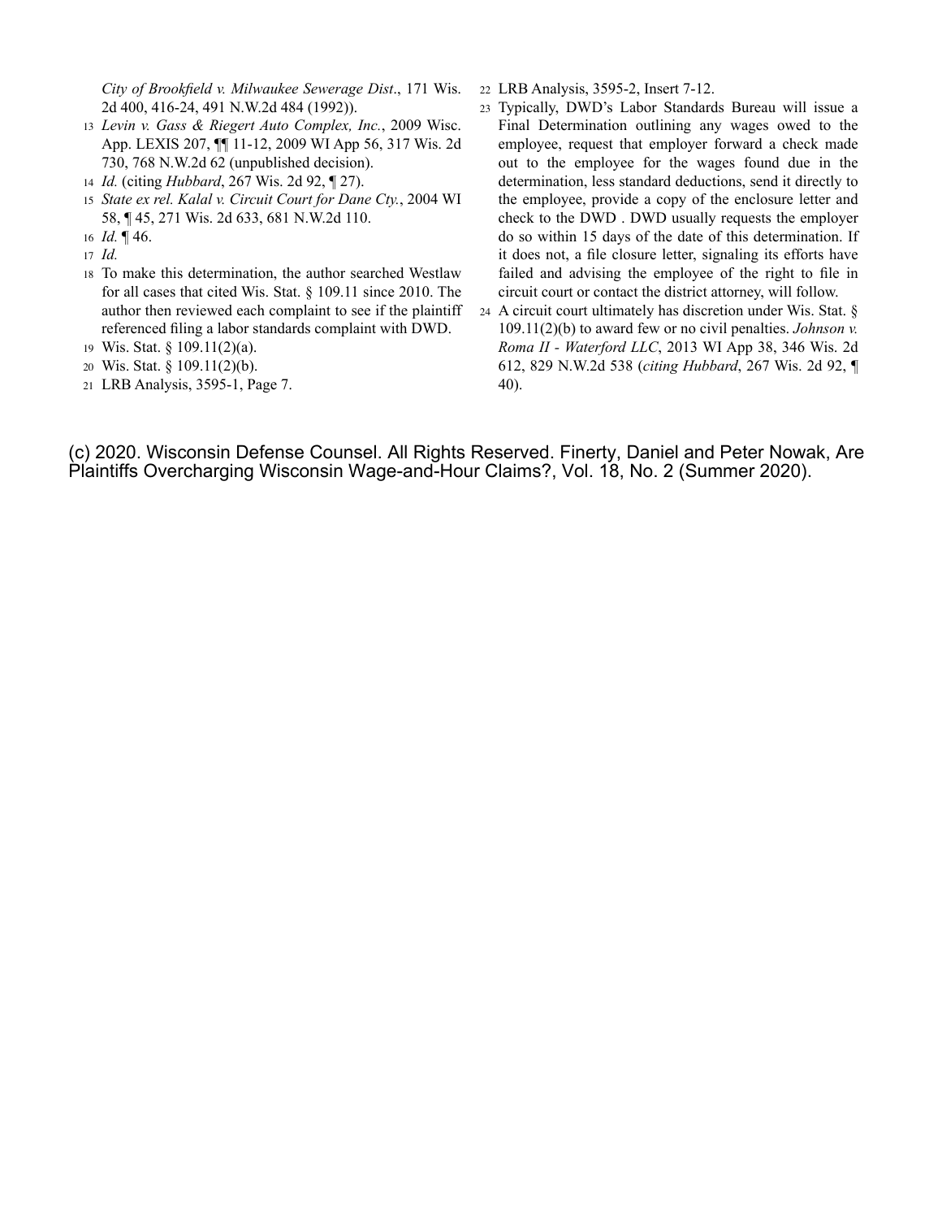*City of Brookfield v. Milwaukee Sewerage Dist*., 171 Wis. 2d 400, 416-24, 491 N.W.2d 484 (1992)).

13 *Levin v. Gass & Riegert Auto Complex, Inc.*, 2009 Wisc. App. LEXIS 207, ¶¶ 11-12, 2009 WI App 56, 317 Wis. 2d 730, 768 N.W.2d 62 (unpublished decision).

14 *Id.* (citing *Hubbard*, 267 Wis. 2d 92, ¶ 27).

15 *State ex rel. Kalal v. Circuit Court for Dane Cty.*, 2004 WI 58, ¶ 45, 271 Wis. 2d 633, 681 N.W.2d 110.

16 *Id.* ¶ 46.

17 *Id.*

18 To make this determination, the author searched Westlaw for all cases that cited Wis. Stat. § 109.11 since 2010. The author then reviewed each complaint to see if the plaintiff referenced filing a labor standards complaint with DWD.

19 Wis. Stat. § 109.11(2)(a).

20 Wis. Stat. § 109.11(2)(b).

21 LRB Analysis, 3595-1, Page 7.

22 LRB Analysis, 3595-2, Insert 7-12.

23 Typically, DWD's Labor Standards Bureau will issue a Final Determination outlining any wages owed to the employee, request that employer forward a check made out to the employee for the wages found due in the determination, less standard deductions, send it directly to the employee, provide a copy of the enclosure letter and check to the DWD . DWD usually requests the employer do so within 15 days of the date of this determination. If it does not, a file closure letter, signaling its efforts have failed and advising the employee of the right to file in circuit court or contact the district attorney, will follow.

24 A circuit court ultimately has discretion under Wis. Stat. § 109.11(2)(b) to award few or no civil penalties. *Johnson v. Roma II - Waterford LLC*, 2013 WI App 38, 346 Wis. 2d 612, 829 N.W.2d 538 (*citing Hubbard*, 267 Wis. 2d 92, ¶ 40).

(c) 2020. Wisconsin Defense Counsel. All Rights Reserved. Finerty, Daniel and Peter Nowak, Are Plaintiffs Overcharging Wisconsin Wage-and-Hour Claims?, Vol. 18, No. 2 (Summer 2020).